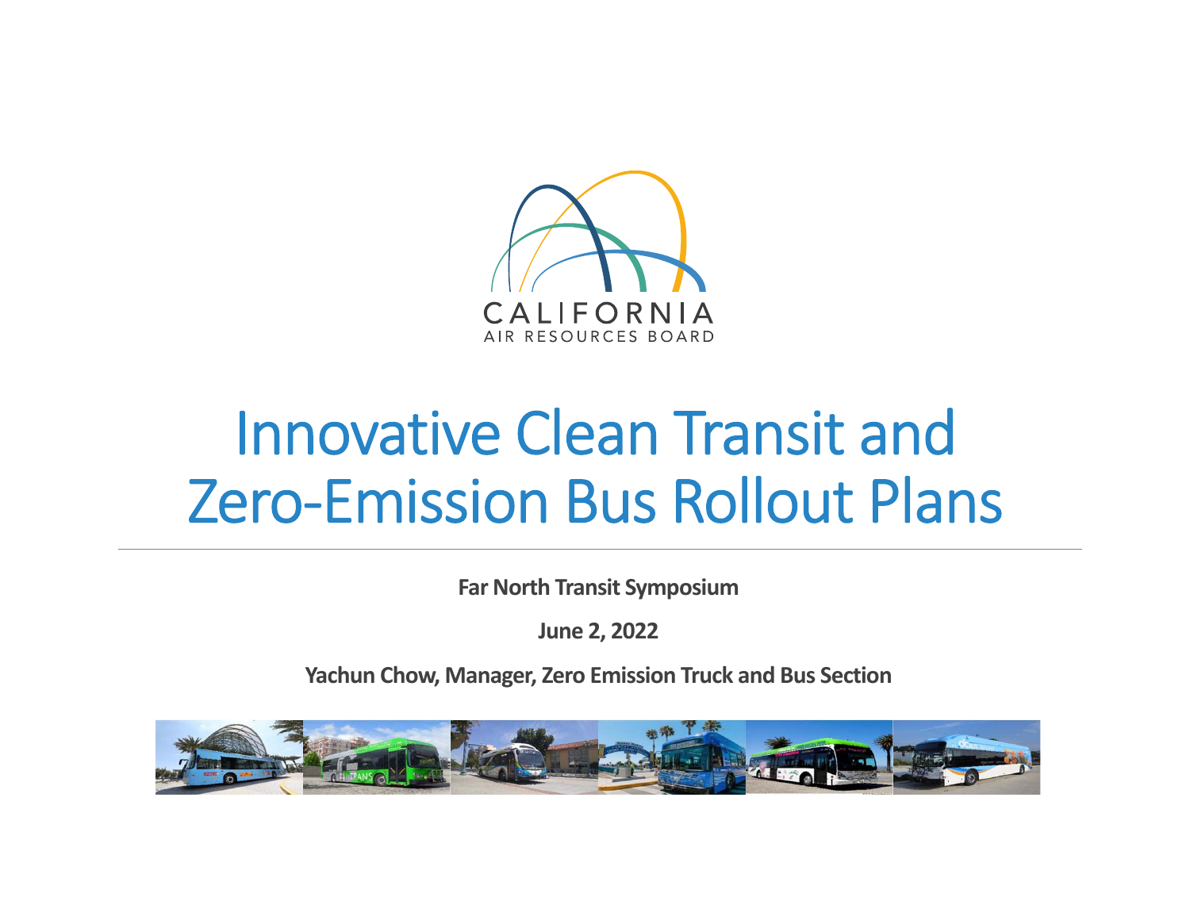CALIFORNIA
AIR RESOURCES BOARD

# Innovative Clean Transit and Zero-Emission Bus Rollout Plans

**Far North Transit Symposium**

**June 2, 2022**

**Yachun Chow, Manager, Zero Emission Truck and Bus Section**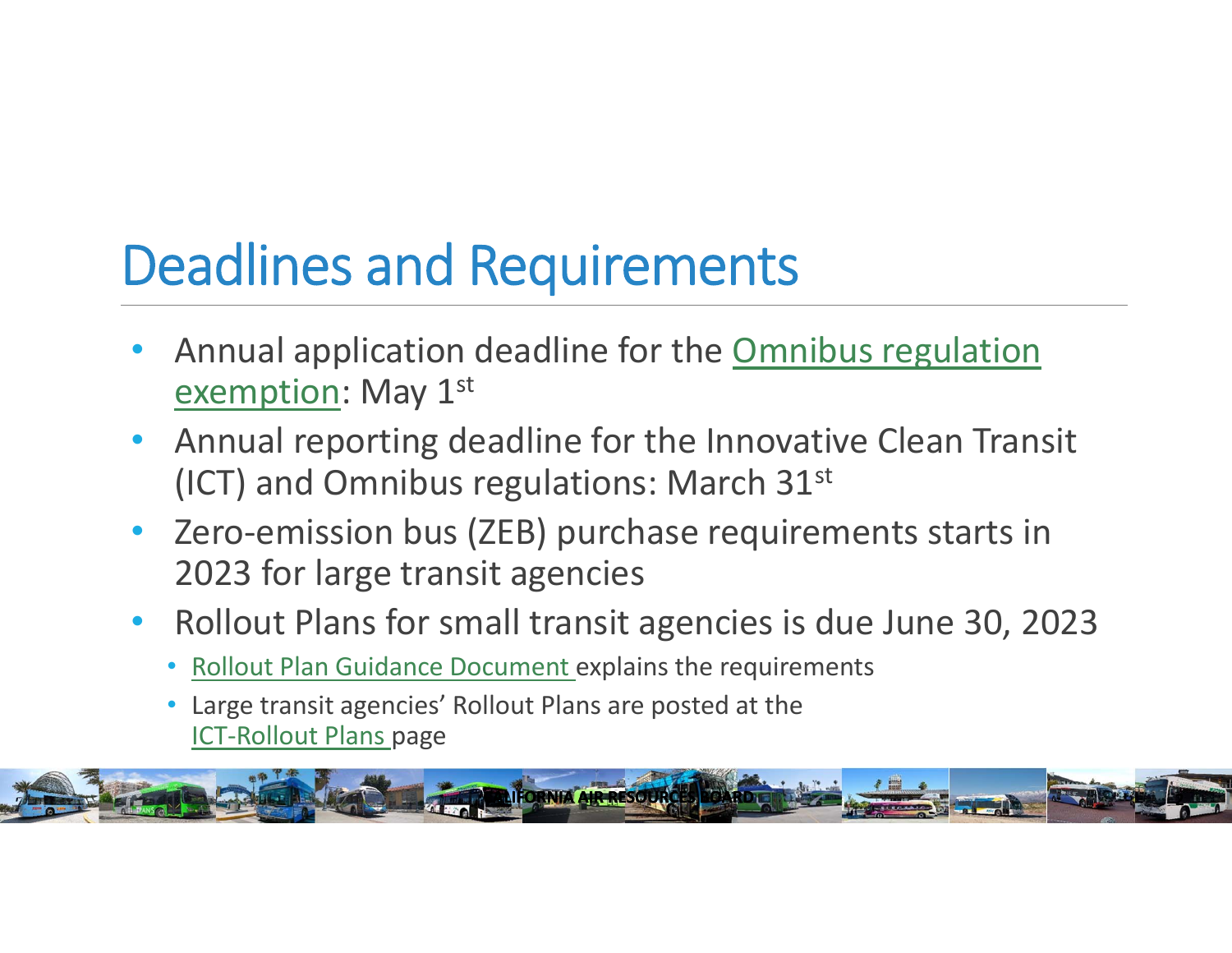# Deadlines and Requirements

- Annual application deadline for the Omnibus regulation exemption: May 1st
- Annual reporting deadline for the Innovative Clean Transit (ICT) and Omnibus regulations: March 31st
- Zero-emission bus (ZEB) purchase requirements starts in 2023 for large transit agencies
- Rollout Plans for small transit agencies is due June 30, 2023
  - Rollout Plan Guidance Document explains the requirements
  - Large transit agencies' Rollout Plans are posted at the ICT-Rollout Plans page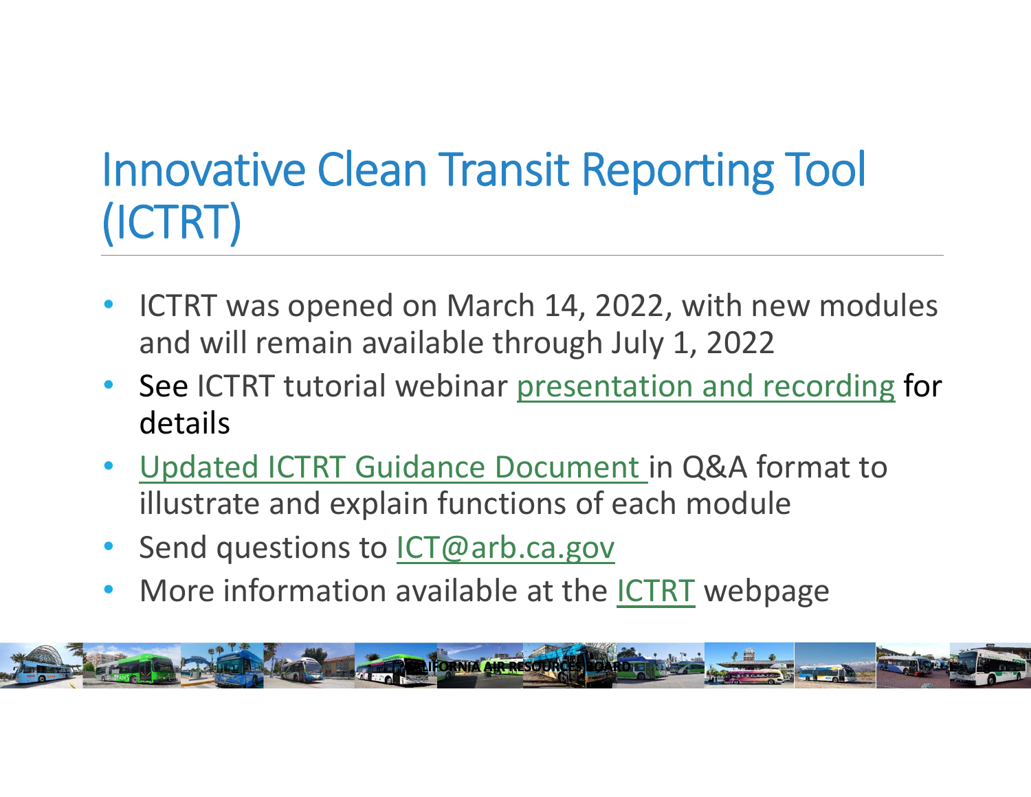# Innovative Clean Transit Reporting Tool (ICTRT)

- ICTRT was opened on March 14, 2022, with new modules and will remain available through July 1, 2022
- See ICTRT tutorial webinar presentation and recording for details
- Updated ICTRT Guidance Document in Q&A format to illustrate and explain functions of each module
- Send questions to ICT@arb.ca.gov
- More information available at the ICTRT webpage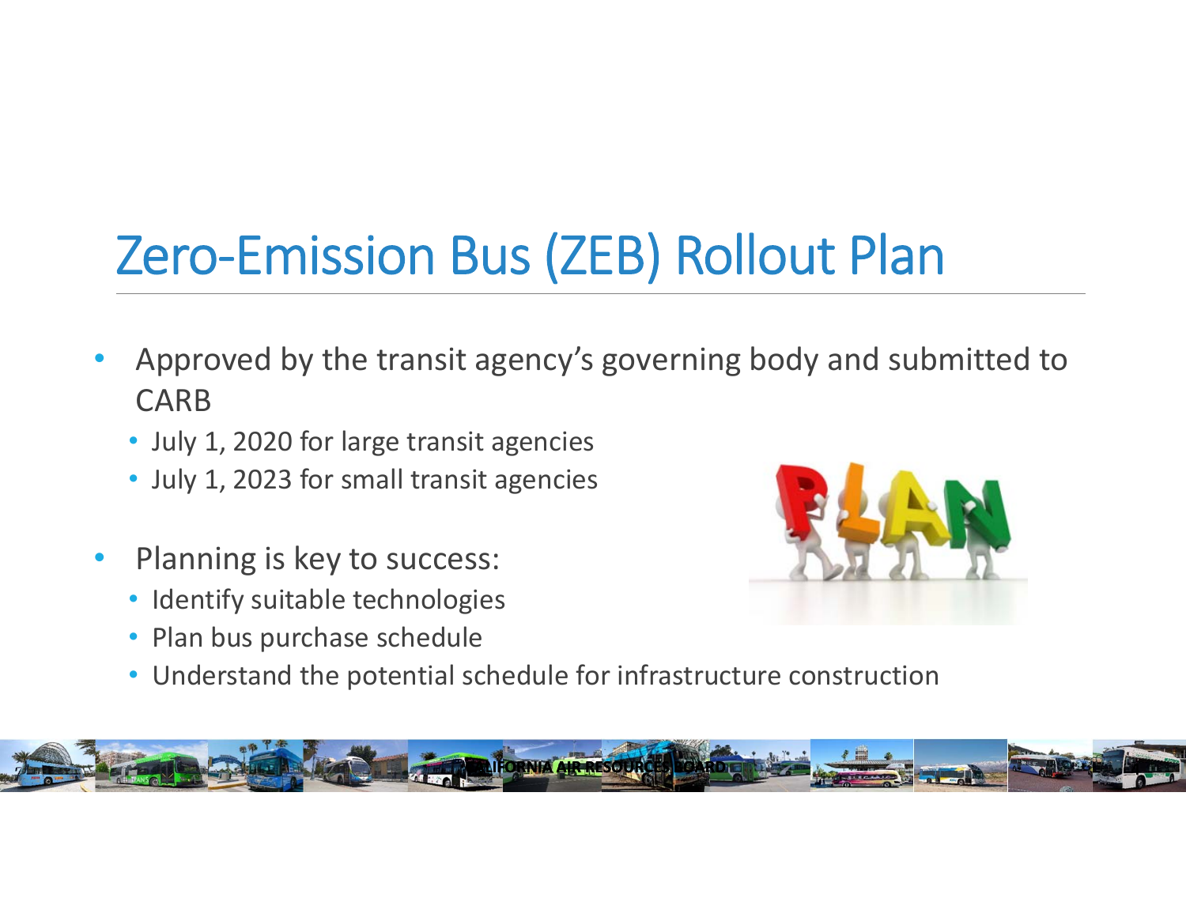# Zero-Emission Bus (ZEB) Rollout Plan

- Approved by the transit agency's governing body and submitted to CARB
  - July 1, 2020 for large transit agencies
  - July 1, 2023 for small transit agencies
- Planning is key to success:
  - Identify suitable technologies
  - Plan bus purchase schedule
  - Understand the potential schedule for infrastructure construction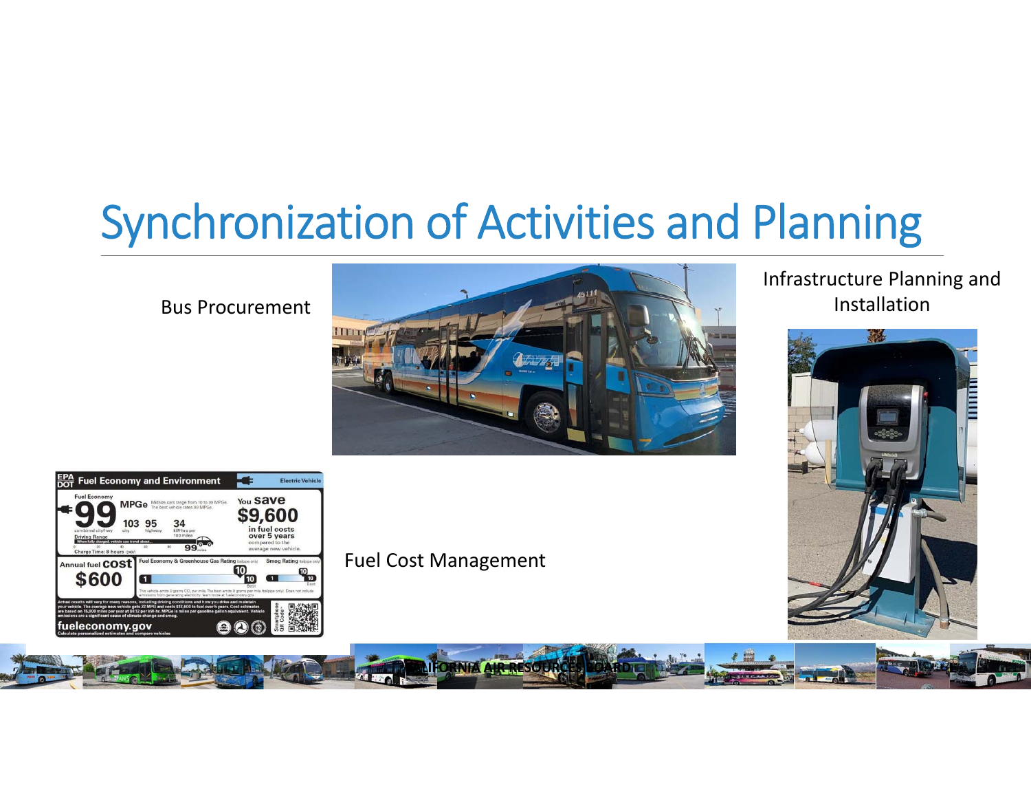# Synchronization of Activities and Planning

Bus Procurement

Infrastructure Planning and Installation

Fuel Cost Management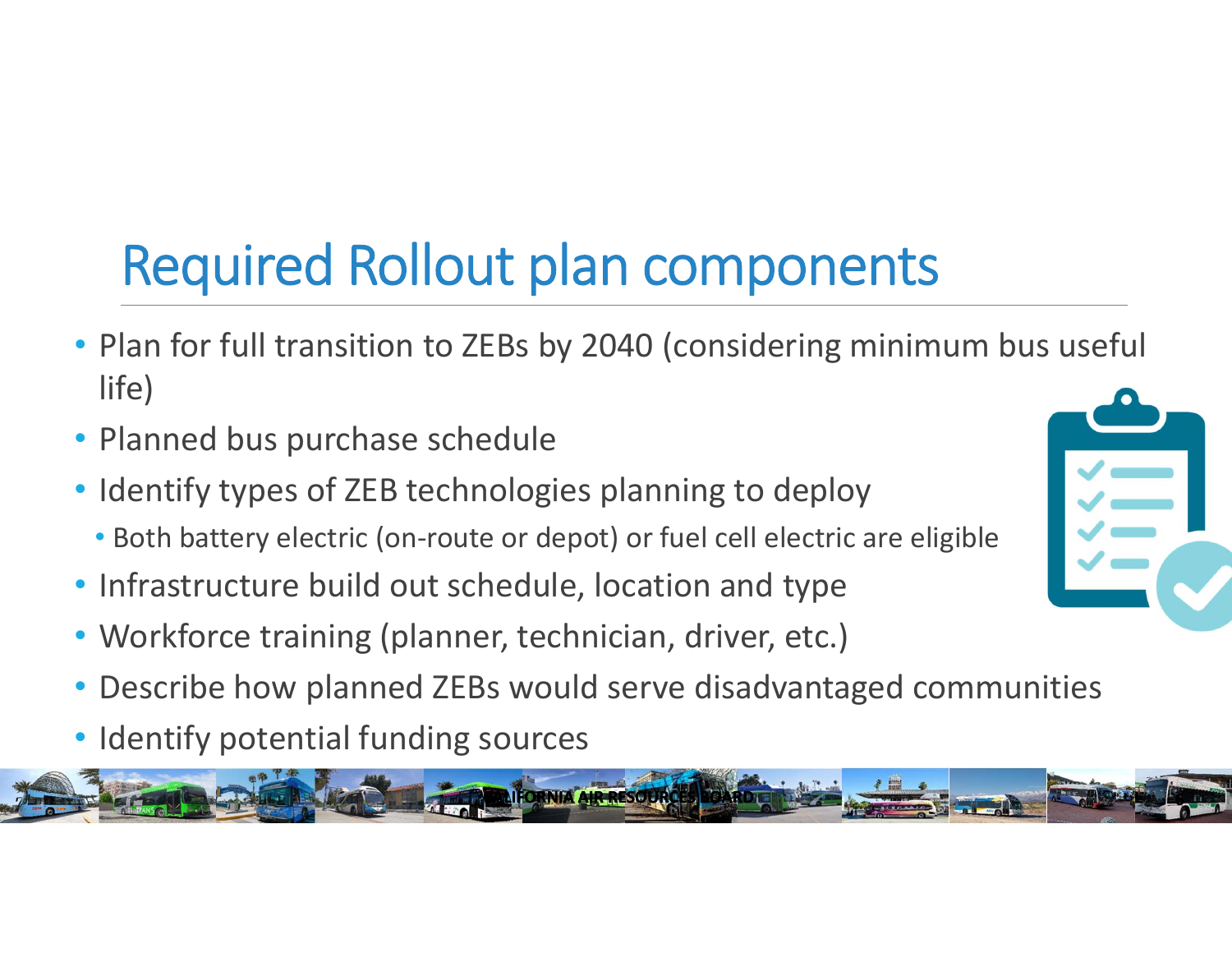# Required Rollout plan components

- Plan for full transition to ZEBs by 2040 (considering minimum bus useful life)
- Planned bus purchase schedule
- Identify types of ZEB technologies planning to deploy
  - Both battery electric (on-route or depot) or fuel cell electric are eligible
- Infrastructure build out schedule, location and type
- Workforce training (planner, technician, driver, etc.)
- Describe how planned ZEBs would serve disadvantaged communities
- Identify potential funding sources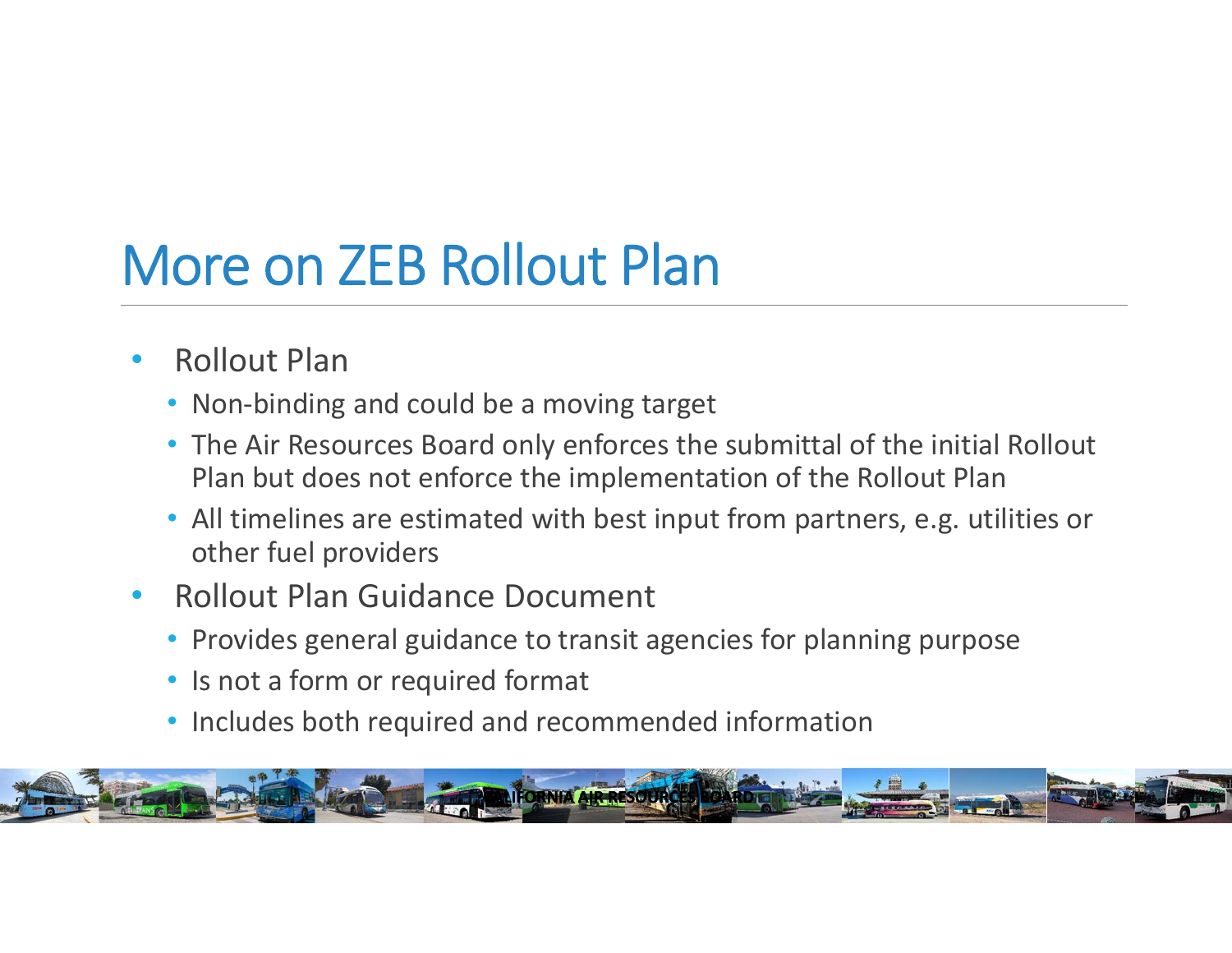# More on ZEB Rollout Plan

- Rollout Plan
  - Non-binding and could be a moving target
  - The Air Resources Board only enforces the submittal of the initial Rollout Plan but does not enforce the implementation of the Rollout Plan
  - All timelines are estimated with best input from partners, e.g. utilities or other fuel providers
- Rollout Plan Guidance Document
  - Provides general guidance to transit agencies for planning purpose
  - Is not a form or required format
  - Includes both required and recommended information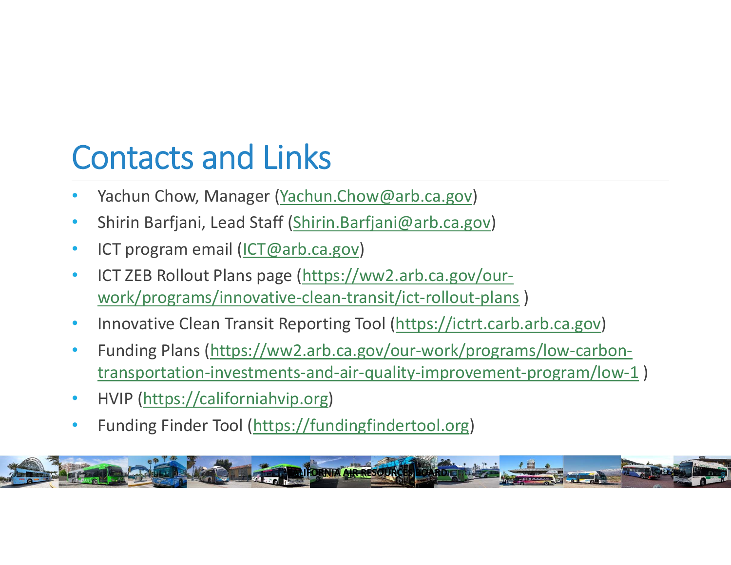# Contacts and Links

- Yachun Chow, Manager (Yachun.Chow@arb.ca.gov)
- Shirin Barfjani, Lead Staff (Shirin.Barfjani@arb.ca.gov)
- ICT program email (ICT@arb.ca.gov)
- ICT ZEB Rollout Plans page (https://ww2.arb.ca.gov/our-work/programs/innovative-clean-transit/ict-rollout-plans )
- Innovative Clean Transit Reporting Tool (https://ictrt.carb.arb.ca.gov)
- Funding Plans (https://ww2.arb.ca.gov/our-work/programs/low-carbon-transportation-investments-and-air-quality-improvement-program/low-1 )
- HVIP (https://californiahvip.org)
- Funding Finder Tool (https://fundingfindertool.org)